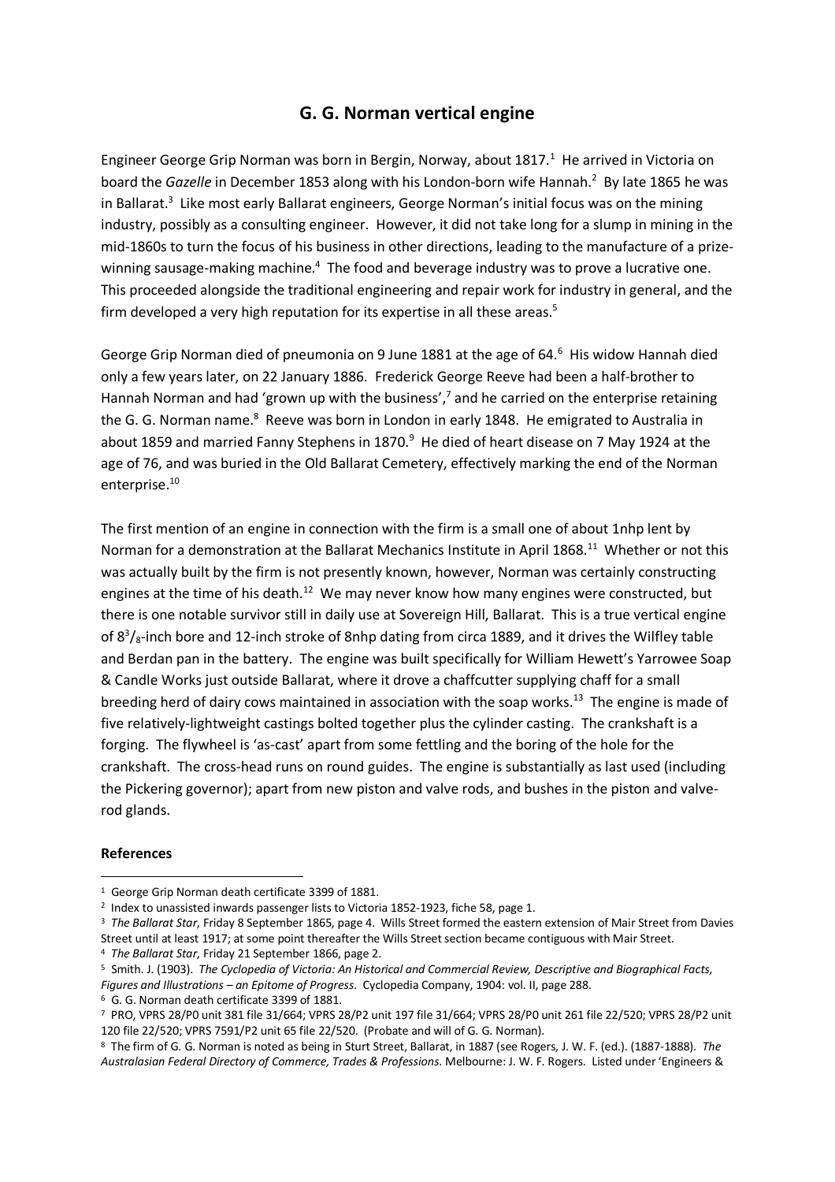# G. G. Norman vertical engine

Engineer George Grip Norman was born in Bergin, Norway, about 1817.[1] He arrived in Victoria on board the *Gazelle* in December 1853 along with his London-born wife Hannah.[2] By late 1865 he was in Ballarat.[3] Like most early Ballarat engineers, George Norman's initial focus was on the mining industry, possibly as a consulting engineer. However, it did not take long for a slump in mining in the mid-1860s to turn the focus of his business in other directions, leading to the manufacture of a prize-winning sausage-making machine.[4] The food and beverage industry was to prove a lucrative one. This proceeded alongside the traditional engineering and repair work for industry in general, and the firm developed a very high reputation for its expertise in all these areas.[5]

George Grip Norman died of pneumonia on 9 June 1881 at the age of 64.[6] His widow Hannah died only a few years later, on 22 January 1886. Frederick George Reeve had been a half-brother to Hannah Norman and had 'grown up with the business',[7] and he carried on the enterprise retaining the G. G. Norman name.[8] Reeve was born in London in early 1848. He emigrated to Australia in about 1859 and married Fanny Stephens in 1870.[9] He died of heart disease on 7 May 1924 at the age of 76, and was buried in the Old Ballarat Cemetery, effectively marking the end of the Norman enterprise.[10]

The first mention of an engine in connection with the firm is a small one of about 1nhp lent by Norman for a demonstration at the Ballarat Mechanics Institute in April 1868.[11] Whether or not this was actually built by the firm is not presently known, however, Norman was certainly constructing engines at the time of his death.[12] We may never know how many engines were constructed, but there is one notable survivor still in daily use at Sovereign Hill, Ballarat. This is a true vertical engine of $8^3/_8$-inch bore and 12-inch stroke of 8nhp dating from circa 1889, and it drives the Wilfley table and Berdan pan in the battery. The engine was built specifically for William Hewett's Yarrowee Soap & Candle Works just outside Ballarat, where it drove a chaffcutter supplying chaff for a small breeding herd of dairy cows maintained in association with the soap works.[13] The engine is made of five relatively-lightweight castings bolted together plus the cylinder casting. The crankshaft is a forging. The flywheel is 'as-cast' apart from some fettling and the boring of the hole for the crankshaft. The cross-head runs on round guides. The engine is substantially as last used (including the Pickering governor); apart from new piston and valve rods, and bushes in the piston and valve-rod glands.

**References**

---

[1] George Grip Norman death certificate 3399 of 1881.

[2] Index to unassisted inwards passenger lists to Victoria 1852-1923, fiche 58, page 1.

[3] *The Ballarat Star*, Friday 8 September 1865, page 4. Wills Street formed the eastern extension of Mair Street from Davies Street until at least 1917; at some point thereafter the Wills Street section became contiguous with Mair Street.

[4] *The Ballarat Star*, Friday 21 September 1866, page 2.

[5] Smith. J. (1903). *The Cyclopedia of Victoria: An Historical and Commercial Review, Descriptive and Biographical Facts, Figures and Illustrations – an Epitome of Progress*. Cyclopedia Company, 1904: vol. II, page 288.

[6] G. G. Norman death certificate 3399 of 1881.

[7] PRO, VPRS 28/P0 unit 381 file 31/664; VPRS 28/P2 unit 197 file 31/664; VPRS 28/P0 unit 261 file 22/520; VPRS 28/P2 unit 120 file 22/520; VPRS 7591/P2 unit 65 file 22/520. (Probate and will of G. G. Norman).

[8] The firm of G. G. Norman is noted as being in Sturt Street, Ballarat, in 1887 (see Rogers, J. W. F. (ed.). (1887-1888). *The Australasian Federal Directory of Commerce, Trades & Professions*. Melbourne: J. W. F. Rogers. Listed under 'Engineers &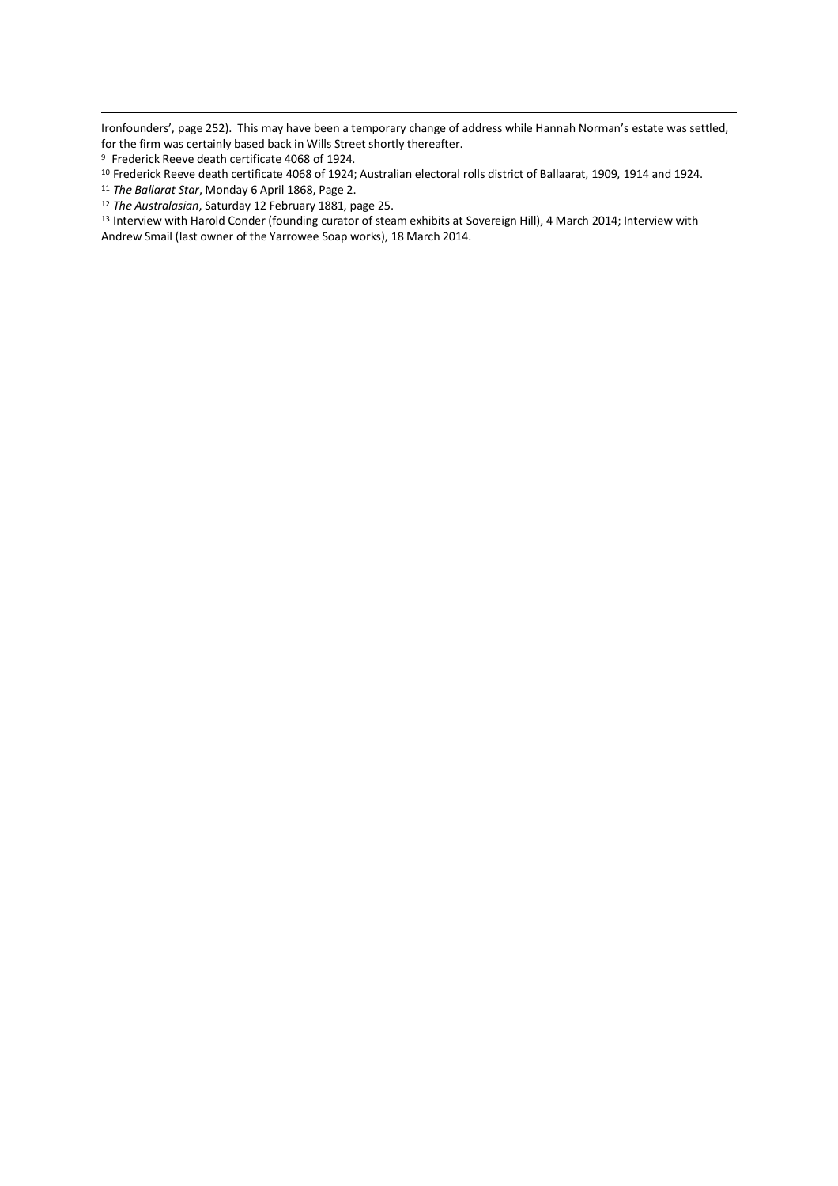Ironfounders', page 252). This may have been a temporary change of address while Hannah Norman's estate was settled, for the firm was certainly based back in Wills Street shortly thereafter.

[9] Frederick Reeve death certificate 4068 of 1924.

[10] Frederick Reeve death certificate 4068 of 1924; Australian electoral rolls district of Ballaarat, 1909, 1914 and 1924.

[11] *The Ballarat Star*, Monday 6 April 1868, Page 2.

[12] *The Australasian*, Saturday 12 February 1881, page 25.

[13] Interview with Harold Conder (founding curator of steam exhibits at Sovereign Hill), 4 March 2014; Interview with Andrew Smail (last owner of the Yarrowee Soap works), 18 March 2014.